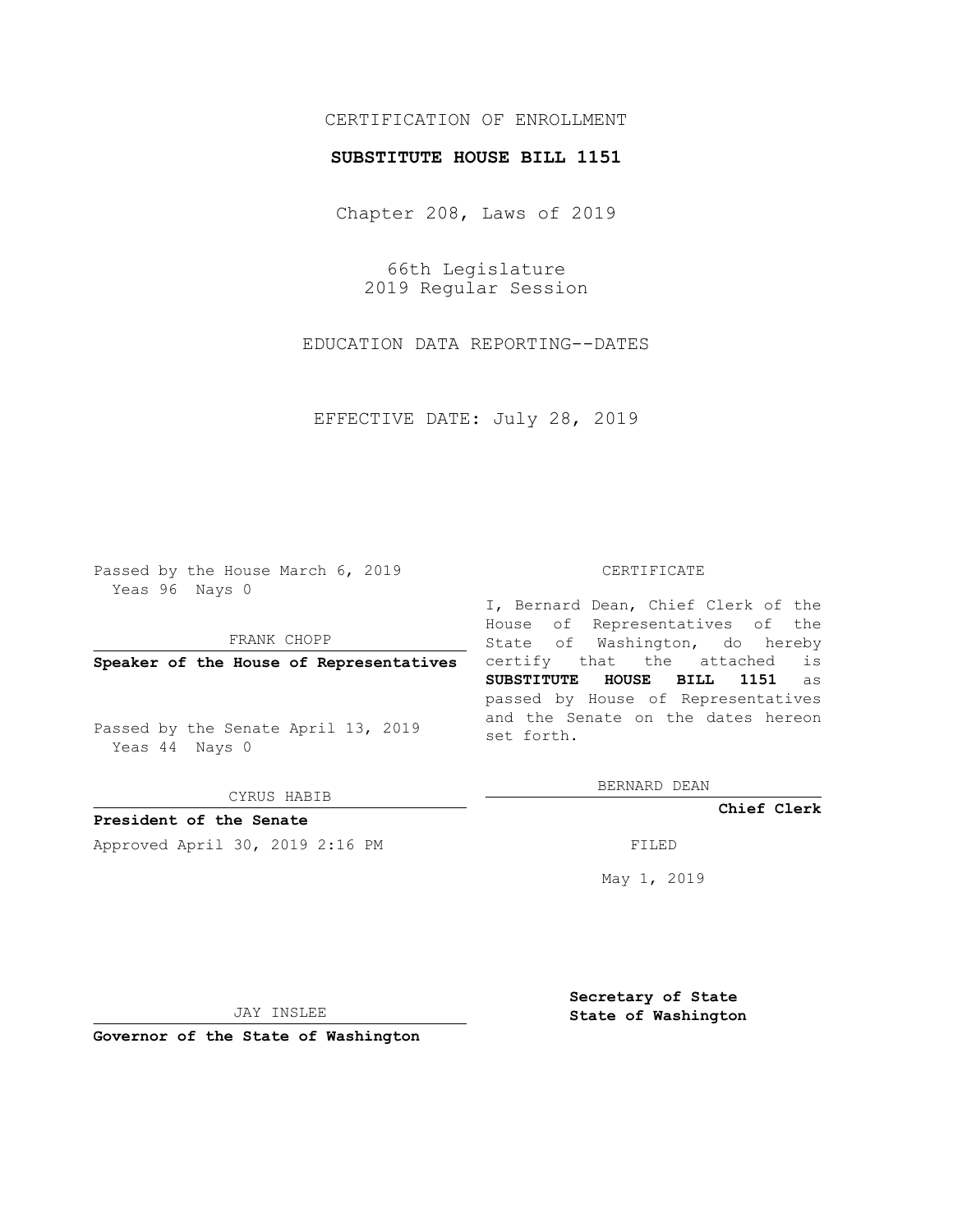CERTIFICATION OF ENROLLMENT

**SUBSTITUTE HOUSE BILL 1151**

Chapter 208, Laws of 2019

66th Legislature
2019 Regular Session

EDUCATION DATA REPORTING--DATES

EFFECTIVE DATE: July 28, 2019

Passed by the House March 6, 2019
Yeas 96 Nays 0

FRANK CHOPP

**Speaker of the House of Representatives**

Passed by the Senate April 13, 2019
Yeas 44 Nays 0

CYRUS HABIB

**President of the Senate**

Approved April 30, 2019 2:16 PM

JAY INSLEE

**Governor of the State of Washington**

CERTIFICATE

I, Bernard Dean, Chief Clerk of the House of Representatives of the State of Washington, do hereby certify that the attached is **SUBSTITUTE HOUSE BILL 1151** as passed by House of Representatives and the Senate on the dates hereon set forth.

BERNARD DEAN

**Chief Clerk**

FILED

May 1, 2019

**Secretary of State**
**State of Washington**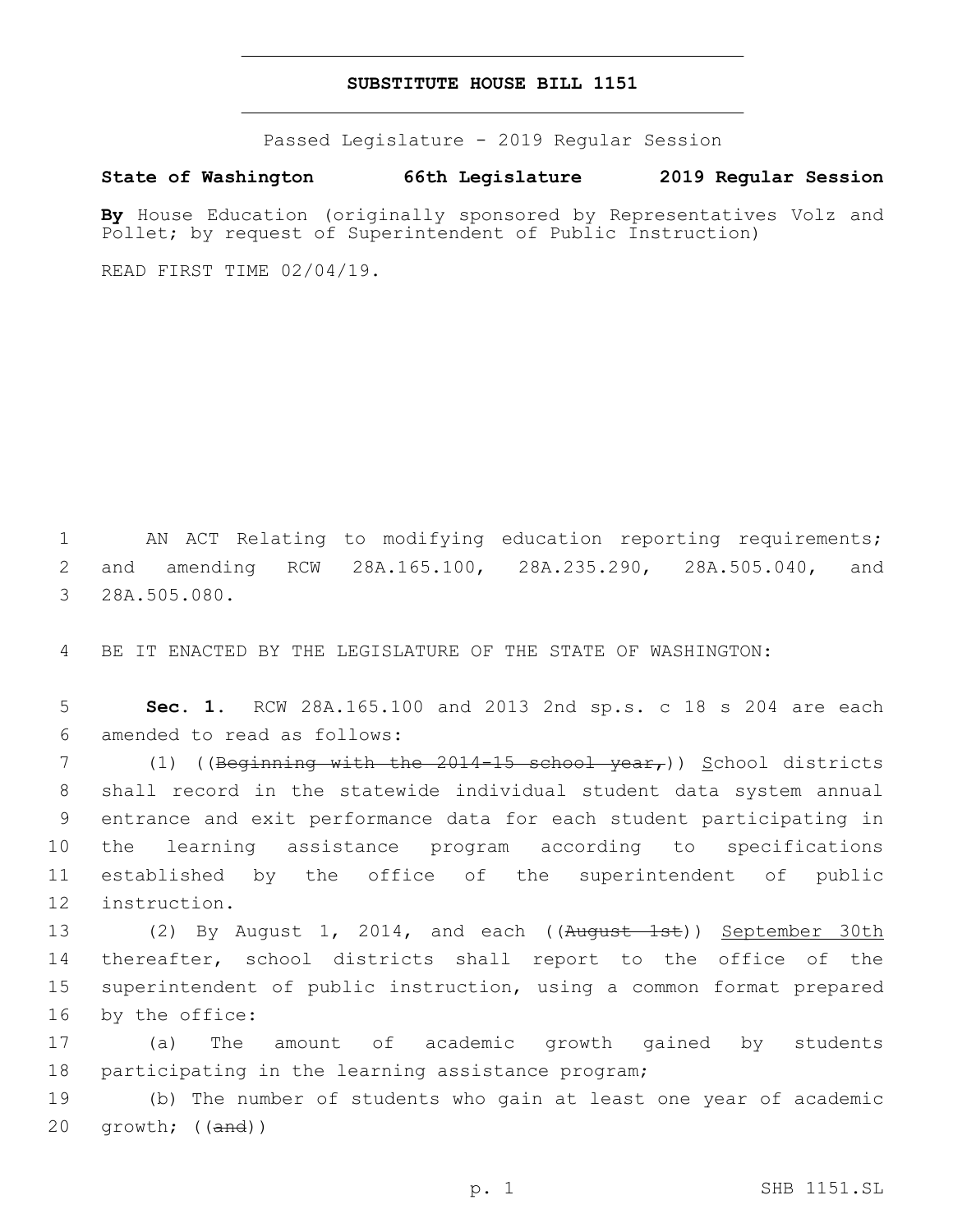# SUBSTITUTE HOUSE BILL 1151

Passed Legislature - 2019 Regular Session

**State of Washington 66th Legislature 2019 Regular Session**

**By** House Education (originally sponsored by Representatives Volz and Pollet; by request of Superintendent of Public Instruction)

READ FIRST TIME 02/04/19.

1 AN ACT Relating to modifying education reporting requirements;
2 and amending RCW 28A.165.100, 28A.235.290, 28A.505.040, and
3 28A.505.080.

4 BE IT ENACTED BY THE LEGISLATURE OF THE STATE OF WASHINGTON:

5 **Sec. 1.** RCW 28A.165.100 and 2013 2nd sp.s. c 18 s 204 are each
6 amended to read as follows:

7 (1) ((~~Beginning with the 2014-15 school year,~~)) <u>S</u>chool districts
8 shall record in the statewide individual student data system annual
9 entrance and exit performance data for each student participating in
10 the learning assistance program according to specifications
11 established by the office of the superintendent of public
12 instruction.

13 (2) By August 1, 2014, and each ((~~August 1st~~)) <u>September 30th</u>
14 thereafter, school districts shall report to the office of the
15 superintendent of public instruction, using a common format prepared
16 by the office:

17 (a) The amount of academic growth gained by students
18 participating in the learning assistance program;

19 (b) The number of students who gain at least one year of academic
20 growth; ((~~and~~))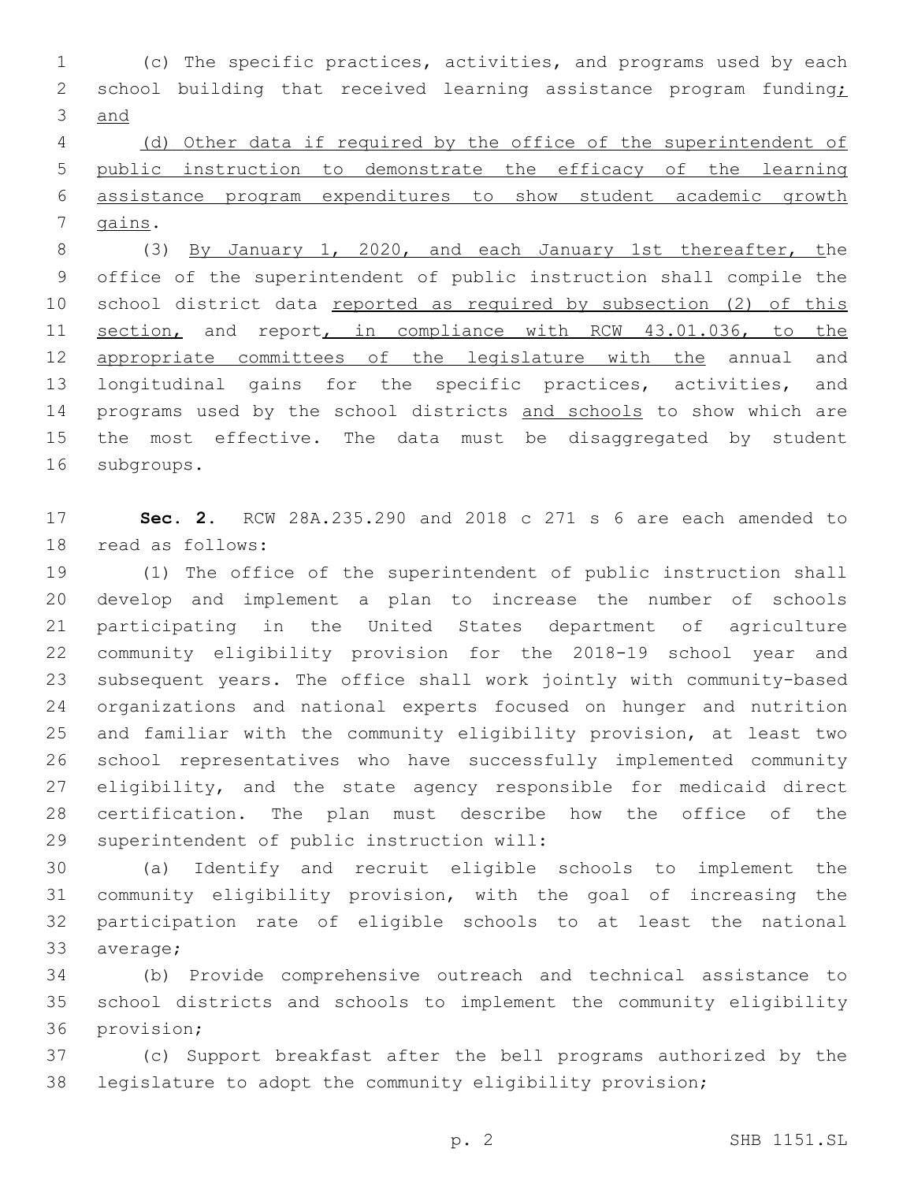(c) The specific practices, activities, and programs used by each school building that received learning assistance program funding; and

(d) Other data if required by the office of the superintendent of public instruction to demonstrate the efficacy of the learning assistance program expenditures to show student academic growth gains.

(3) By January 1, 2020, and each January 1st thereafter, the office of the superintendent of public instruction shall compile the school district data reported as required by subsection (2) of this section, and report, in compliance with RCW 43.01.036, to the appropriate committees of the legislature with the annual and longitudinal gains for the specific practices, activities, and programs used by the school districts and schools to show which are the most effective. The data must be disaggregated by student subgroups.

**Sec. 2.** RCW 28A.235.290 and 2018 c 271 s 6 are each amended to read as follows:

(1) The office of the superintendent of public instruction shall develop and implement a plan to increase the number of schools participating in the United States department of agriculture community eligibility provision for the 2018-19 school year and subsequent years. The office shall work jointly with community-based organizations and national experts focused on hunger and nutrition and familiar with the community eligibility provision, at least two school representatives who have successfully implemented community eligibility, and the state agency responsible for medicaid direct certification. The plan must describe how the office of the superintendent of public instruction will:

(a) Identify and recruit eligible schools to implement the community eligibility provision, with the goal of increasing the participation rate of eligible schools to at least the national average;

(b) Provide comprehensive outreach and technical assistance to school districts and schools to implement the community eligibility provision;

(c) Support breakfast after the bell programs authorized by the legislature to adopt the community eligibility provision;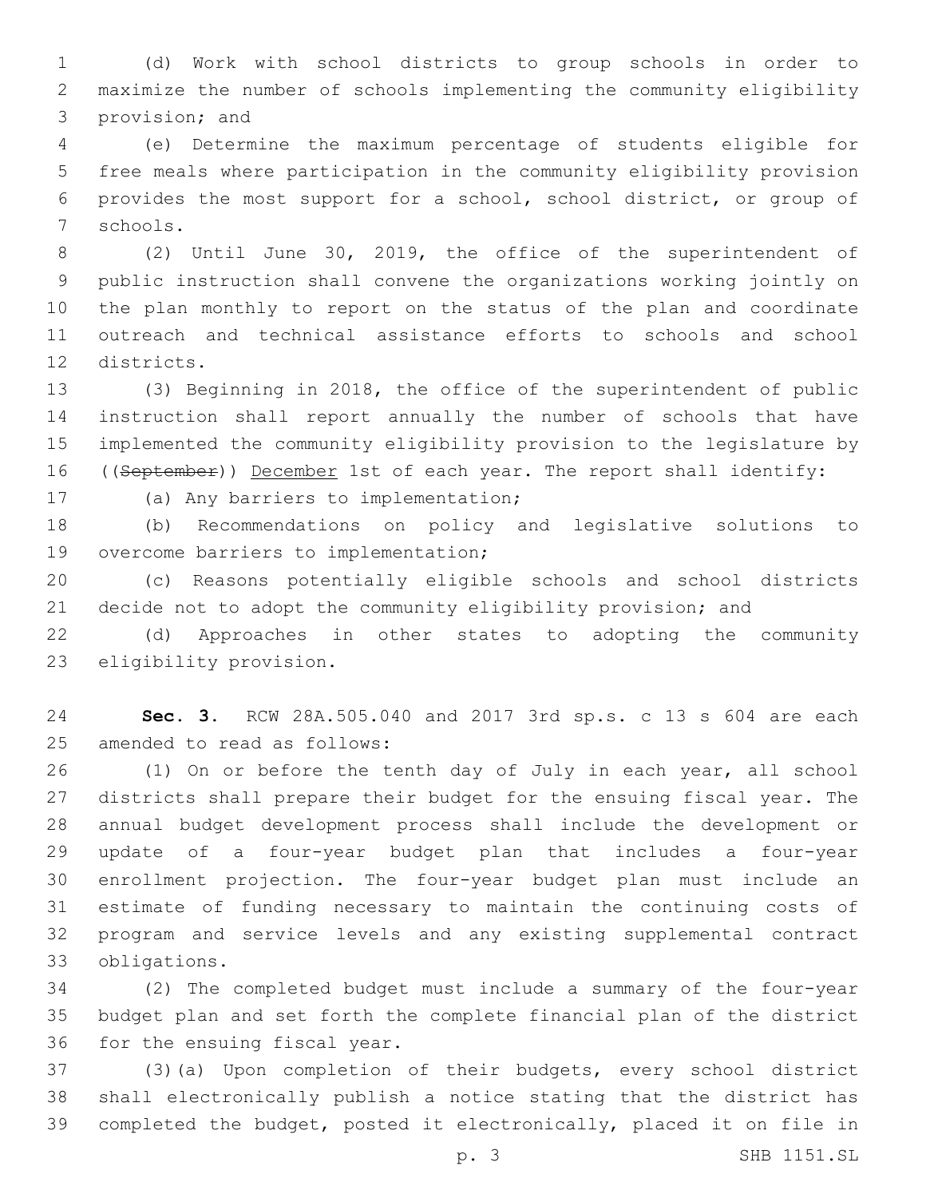(d) Work with school districts to group schools in order to maximize the number of schools implementing the community eligibility provision; and

(e) Determine the maximum percentage of students eligible for free meals where participation in the community eligibility provision provides the most support for a school, school district, or group of schools.

(2) Until June 30, 2019, the office of the superintendent of public instruction shall convene the organizations working jointly on the plan monthly to report on the status of the plan and coordinate outreach and technical assistance efforts to schools and school districts.

(3) Beginning in 2018, the office of the superintendent of public instruction shall report annually the number of schools that have implemented the community eligibility provision to the legislature by ((~~September~~)) <u>December</u> 1st of each year. The report shall identify:

(a) Any barriers to implementation;

(b) Recommendations on policy and legislative solutions to overcome barriers to implementation;

(c) Reasons potentially eligible schools and school districts decide not to adopt the community eligibility provision; and

(d) Approaches in other states to adopting the community eligibility provision.

**Sec. 3.** RCW 28A.505.040 and 2017 3rd sp.s. c 13 s 604 are each amended to read as follows:

(1) On or before the tenth day of July in each year, all school districts shall prepare their budget for the ensuing fiscal year. The annual budget development process shall include the development or update of a four-year budget plan that includes a four-year enrollment projection. The four-year budget plan must include an estimate of funding necessary to maintain the continuing costs of program and service levels and any existing supplemental contract obligations.

(2) The completed budget must include a summary of the four-year budget plan and set forth the complete financial plan of the district for the ensuing fiscal year.

(3)(a) Upon completion of their budgets, every school district shall electronically publish a notice stating that the district has completed the budget, posted it electronically, placed it on file in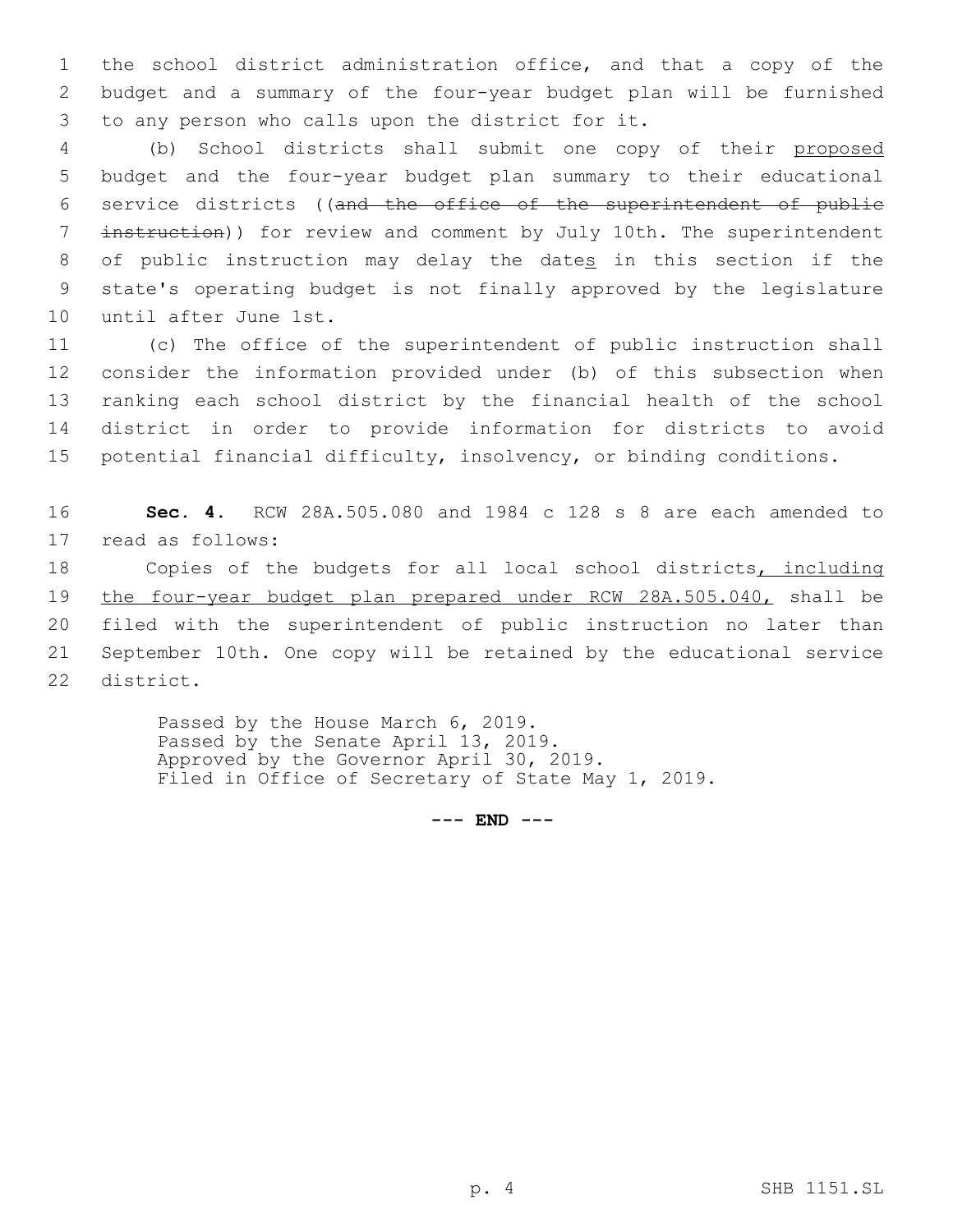the school district administration office, and that a copy of the budget and a summary of the four-year budget plan will be furnished to any person who calls upon the district for it.

(b) School districts shall submit one copy of their <u>proposed</u> budget and the four-year budget plan summary to their educational service districts ((~~and the office of the superintendent of public instruction~~)) for review and comment by July 10th. The superintendent of public instruction may delay the date<u>s</u> in this section if the state's operating budget is not finally approved by the legislature until after June 1st.

(c) The office of the superintendent of public instruction shall consider the information provided under (b) of this subsection when ranking each school district by the financial health of the school district in order to provide information for districts to avoid potential financial difficulty, insolvency, or binding conditions.

**Sec. 4.** RCW 28A.505.080 and 1984 c 128 s 8 are each amended to read as follows:

Copies of the budgets for all local school districts<u>, including the four-year budget plan prepared under RCW 28A.505.040,</u> shall be filed with the superintendent of public instruction no later than September 10th. One copy will be retained by the educational service district.

Passed by the House March 6, 2019.
Passed by the Senate April 13, 2019.
Approved by the Governor April 30, 2019.
Filed in Office of Secretary of State May 1, 2019.

**--- END ---**